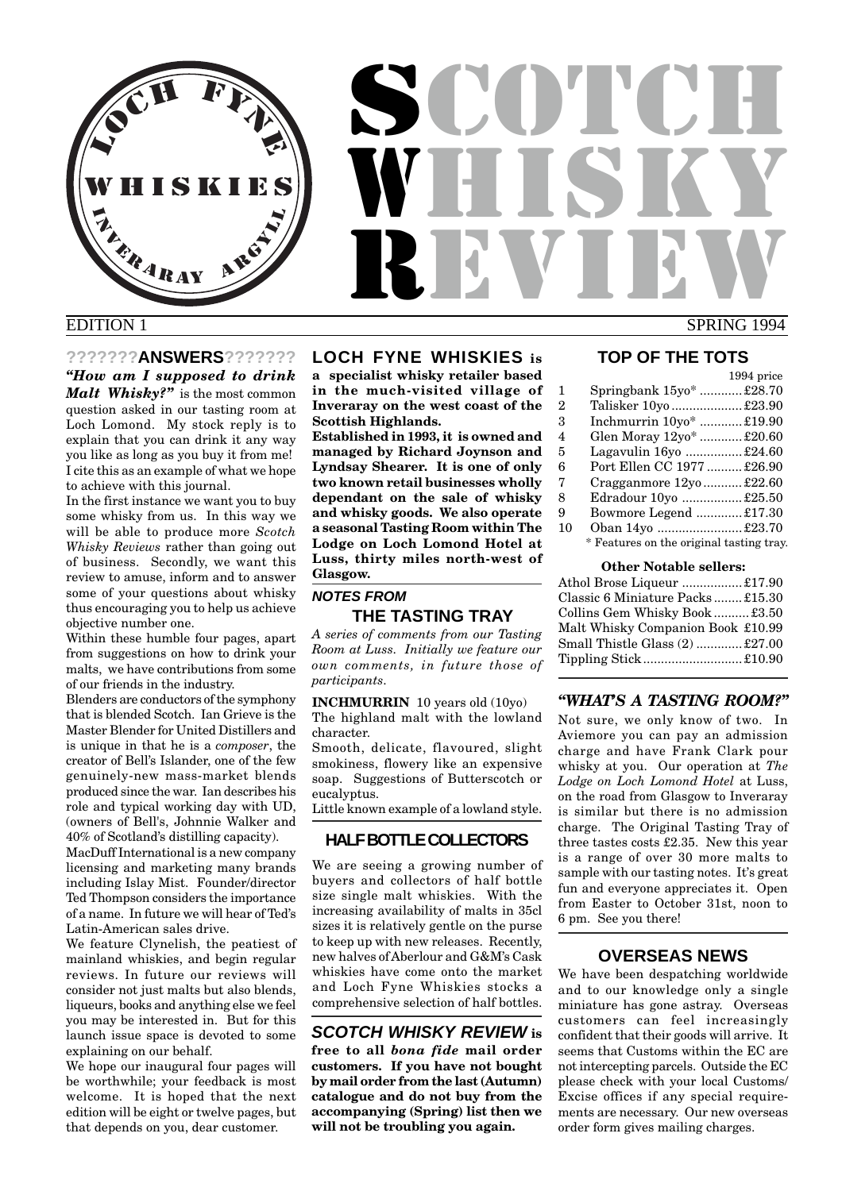LOCH FYNE WHISKIES INVERARAY ARGYLL

# SCOTCH WHISKY REVIEW

EDITION 1 | SPRING 1994

## ???????ANSWERS???????

***"How am I supposed to drink Malt Whisky?"*** is the most common question asked in our tasting room at Loch Lomond. My stock reply is to explain that you can drink it any way you like as long as you buy it from me! I cite this as an example of what we hope to achieve with this journal.

In the first instance we want you to buy some whisky from us. In this way we will be able to produce more *Scotch Whisky Reviews* rather than going out of business. Secondly, we want this review to amuse, inform and to answer some of your questions about whisky thus encouraging you to help us achieve objective number one.

Within these humble four pages, apart from suggestions on how to drink your malts, we have contributions from some of our friends in the industry.

Blenders are conductors of the symphony that is blended Scotch. Ian Grieve is the Master Blender for United Distillers and is unique in that he is a *composer*, the creator of Bell's Islander, one of the few genuinely-new mass-market blends produced since the war. Ian describes his role and typical working day with UD, (owners of Bell's, Johnnie Walker and 40% of Scotland's distilling capacity).

MacDuff International is a new company licensing and marketing many brands including Islay Mist. Founder/director Ted Thompson considers the importance of a name. In future we will hear of Ted's Latin-American sales drive.

We feature Clynelish, the peatiest of mainland whiskies, and begin regular reviews. In future our reviews will consider not just malts but also blends, liqueurs, books and anything else we feel you may be interested in. But for this launch issue space is devoted to some explaining on our behalf.

We hope our inaugural four pages will be worthwhile; your feedback is most welcome. It is hoped that the next edition will be eight or twelve pages, but that depends on you, dear customer.

## LOCH FYNE WHISKIES

**LOCH FYNE WHISKIES is a specialist whisky retailer based in the much-visited village of Inveraray on the west coast of the Scottish Highlands.**

**Established in 1993, it is owned and managed by Richard Joynson and Lyndsay Shearer. It is one of only two known retail businesses wholly dependant on the sale of whisky and whisky goods. We also operate a seasonal Tasting Room within The Lodge on Loch Lomond Hotel at Luss, thirty miles north-west of Glasgow.**

## *NOTES FROM* THE TASTING TRAY

*A series of comments from our Tasting Room at Luss. Initially we feature our own comments, in future those of participants.*

**INCHMURRIN** 10 years old (10yo)

The highland malt with the lowland character.

Smooth, delicate, flavoured, slight smokiness, flowery like an expensive soap. Suggestions of Butterscotch or eucalyptus.

Little known example of a lowland style.

## HALF BOTTLE COLLECTORS

We are seeing a growing number of buyers and collectors of half bottle size single malt whiskies. With the increasing availability of malts in 35cl sizes it is relatively gentle on the purse to keep up with new releases. Recently, new halves of Aberlour and G&M's Cask whiskies have come onto the market and Loch Fyne Whiskies stocks a comprehensive selection of half bottles.

***SCOTCH WHISKY REVIEW*** **is free to all *bona fide* mail order customers. If you have not bought by mail order from the last (Autumn) catalogue and do not buy from the accompanying (Spring) list then we will not be troubling you again.**

## TOP OF THE TOTS

| | | 1994 price |
|---|---|---|
| 1 | Springbank 15yo* | £28.70 |
| 2 | Talisker 10yo | £23.90 |
| 3 | Inchmurrin 10yo* | £19.90 |
| 4 | Glen Moray 12yo* | £20.60 |
| 5 | Lagavulin 16yo | £24.60 |
| 6 | Port Ellen CC 1977 | £26.90 |
| 7 | Cragganmore 12yo | £22.60 |
| 8 | Edradour 10yo | £25.50 |
| 9 | Bowmore Legend | £17.30 |
| 10 | Oban 14yo | £23.70 |

\* Features on the original tasting tray.

**Other Notable sellers:**

| | |
|---|---|
| Athol Brose Liqueur | £17.90 |
| Classic 6 Miniature Packs | £15.30 |
| Collins Gem Whisky Book | £3.50 |
| Malt Whisky Companion Book | £10.99 |
| Small Thistle Glass (2) | £27.00 |
| Tippling Stick | £10.90 |

## *"WHAT'S A TASTING ROOM?"*

Not sure, we only know of two. In Aviemore you can pay an admission charge and have Frank Clark pour whisky at you. Our operation at *The Lodge on Loch Lomond Hotel* at Luss, on the road from Glasgow to Inveraray is similar but there is no admission charge. The Original Tasting Tray of three tastes costs £2.35. New this year is a range of over 30 more malts to sample with our tasting notes. It's great fun and everyone appreciates it. Open from Easter to October 31st, noon to 6 pm. See you there!

## OVERSEAS NEWS

We have been despatching worldwide and to our knowledge only a single miniature has gone astray. Overseas customers can feel increasingly confident that their goods will arrive. It seems that Customs within the EC are not intercepting parcels. Outside the EC please check with your local Customs/ Excise offices if any special requirements are necessary. Our new overseas order form gives mailing charges.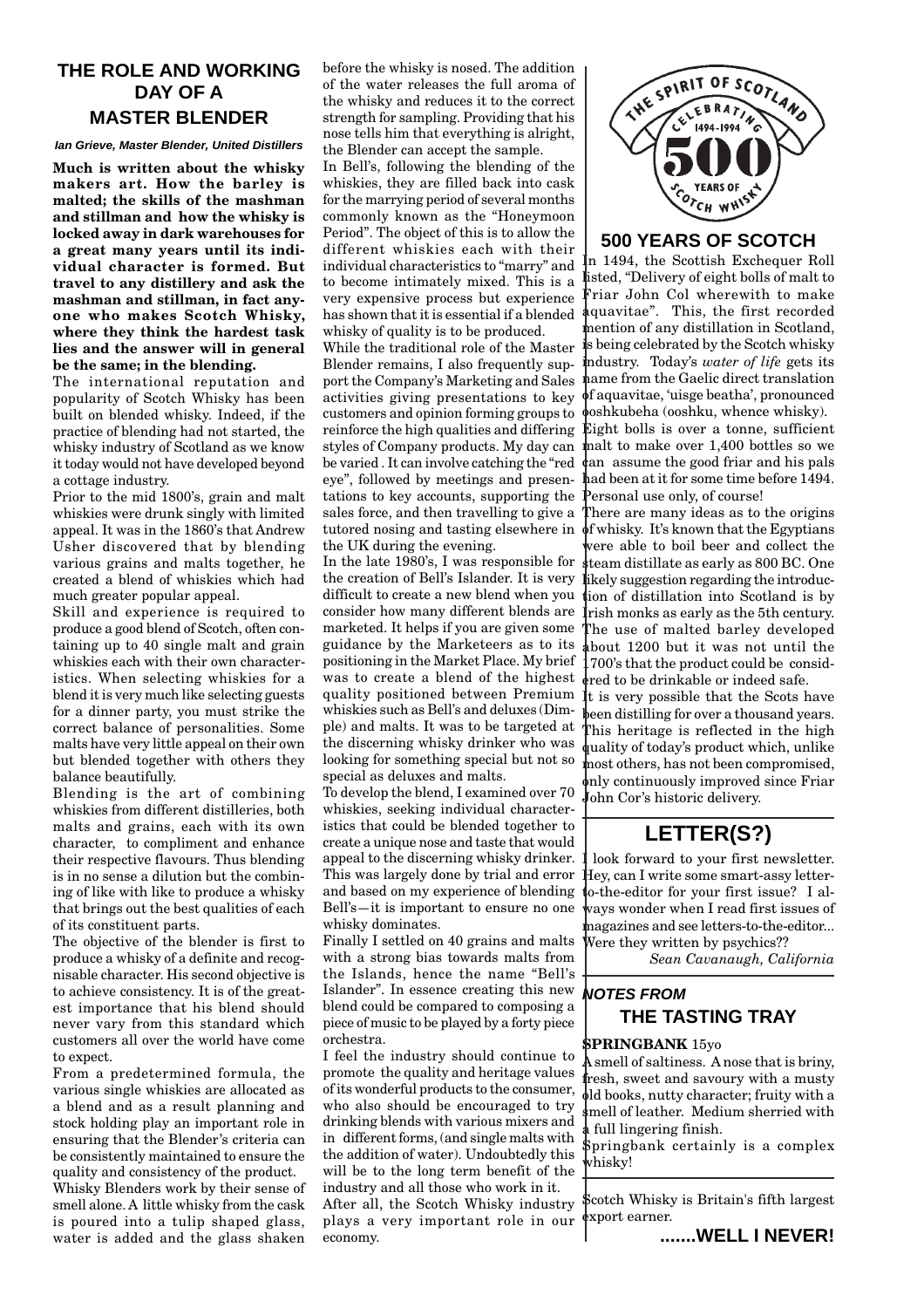## THE ROLE AND WORKING DAY OF A MASTER BLENDER

*Ian Grieve, Master Blender, United Distillers*

**Much is written about the whisky makers art. How the barley is malted; the skills of the mashman and stillman and how the whisky is locked away in dark warehouses for a great many years until its individual character is formed. But travel to any distillery and ask the mashman and stillman, in fact anyone who makes Scotch Whisky, where they think the hardest task lies and the answer will in general be the same; in the blending.**

The international reputation and popularity of Scotch Whisky has been built on blended whisky. Indeed, if the practice of blending had not started, the whisky industry of Scotland as we know it today would not have developed beyond a cottage industry.

Prior to the mid 1800's, grain and malt whiskies were drunk singly with limited appeal. It was in the 1860's that Andrew Usher discovered that by blending various grains and malts together, he created a blend of whiskies which had much greater popular appeal.

Skill and experience is required to produce a good blend of Scotch, often containing up to 40 single malt and grain whiskies each with their own characteristics. When selecting whiskies for a blend it is very much like selecting guests for a dinner party, you must strike the correct balance of personalities. Some malts have very little appeal on their own but blended together with others they balance beautifully.

Blending is the art of combining whiskies from different distilleries, both malts and grains, each with its own character, to compliment and enhance their respective flavours. Thus blending is in no sense a dilution but the combining of like with like to produce a whisky that brings out the best qualities of each of its constituent parts.

The objective of the blender is first to produce a whisky of a definite and recognisable character. His second objective is to achieve consistency. It is of the greatest importance that his blend should never vary from this standard which customers all over the world have come to expect.

From a predetermined formula, the various single whiskies are allocated as a blend and as a result planning and stock holding play an important role in ensuring that the Blender's criteria can be consistently maintained to ensure the quality and consistency of the product.

Whisky Blenders work by their sense of smell alone. A little whisky from the cask is poured into a tulip shaped glass, water is added and the glass shaken before the whisky is nosed. The addition of the water releases the full aroma of the whisky and reduces it to the correct strength for sampling. Providing that his nose tells him that everything is alright, the Blender can accept the sample.

In Bell's, following the blending of the whiskies, they are filled back into cask for the marrying period of several months commonly known as the "Honeymoon Period". The object of this is to allow the different whiskies each with their individual characteristics to "marry" and to become intimately mixed. This is a very expensive process but experience has shown that it is essential if a blended whisky of quality is to be produced.

While the traditional role of the Master Blender remains, I also frequently support the Company's Marketing and Sales activities giving presentations to key customers and opinion forming groups to reinforce the high qualities and differing styles of Company products. My day can be varied . It can involve catching the "red eye", followed by meetings and presentations to key accounts, supporting the sales force, and then travelling to give a tutored nosing and tasting elsewhere in the UK during the evening.

In the late 1980's, I was responsible for the creation of Bell's Islander. It is very difficult to create a new blend when you consider how many different blends are marketed. It helps if you are given some guidance by the Marketeers as to its positioning in the Market Place. My brief was to create a blend of the highest quality positioned between Premium whiskies such as Bell's and deluxes (Dimple) and malts. It was to be targeted at the discerning whisky drinker who was looking for something special but not so special as deluxes and malts.

To develop the blend, I examined over 70 whiskies, seeking individual characteristics that could be blended together to create a unique nose and taste that would appeal to the discerning whisky drinker. This was largely done by trial and error and based on my experience of blending Bell's—it is important to ensure no one whisky dominates.

Finally I settled on 40 grains and malts with a strong bias towards malts from the Islands, hence the name "Bell's Islander". In essence creating this new blend could be compared to composing a piece of music to be played by a forty piece orchestra.

I feel the industry should continue to promote the quality and heritage values of its wonderful products to the consumer, who also should be encouraged to try drinking blends with various mixers and in different forms, (and single malts with the addition of water). Undoubtedly this will be to the long term benefit of the industry and all those who work in it.

After all, the Scotch Whisky industry plays a very important role in our economy.

THE SPIRIT OF SCOTLAND
CELEBRATING 1494-1994
500
YEARS OF SCOTCH WHISKY

## 500 YEARS OF SCOTCH

In 1494, the Scottish Exchequer Roll listed, "Delivery of eight bolls of malt to Friar John Col wherewith to make aquavitae". This, the first recorded mention of any distillation in Scotland, is being celebrated by the Scotch whisky industry. Today's *water of life* gets its name from the Gaelic direct translation of aquavitae, 'uisge beatha', pronounced ooshkubeha (ooshku, whence whisky).

Eight bolls is over a tonne, sufficient malt to make over 1,400 bottles so we can assume the good friar and his pals had been at it for some time before 1494. Personal use only, of course!

There are many ideas as to the origins of whisky. It's known that the Egyptians were able to boil beer and collect the steam distillate as early as 800 BC. One likely suggestion regarding the introduction of distillation into Scotland is by Irish monks as early as the 5th century. The use of malted barley developed about 1200 but it was not until the 1700's that the product could be considered to be drinkable or indeed safe.

It is very possible that the Scots have been distilling for over a thousand years. This heritage is reflected in the high quality of today's product which, unlike most others, has not been compromised, only continuously improved since Friar John Cor's historic delivery.

## LETTER(S?)

I look forward to your first newsletter. Hey, can I write some smart-assy letter-to-the-editor for your first issue? I always wonder when I read first issues of magazines and see letters-to-the-editor... Were they written by psychics??

*Sean Cavanaugh, California*

## *NOTES FROM* THE TASTING TRAY

**SPRINGBANK** 15yo

A smell of saltiness. A nose that is briny, fresh, sweet and savoury with a musty old books, nutty character; fruity with a smell of leather. Medium sherried with a full lingering finish.

Springbank certainly is a complex whisky!

Scotch Whisky is Britain's fifth largest export earner.

**.......WELL I NEVER!**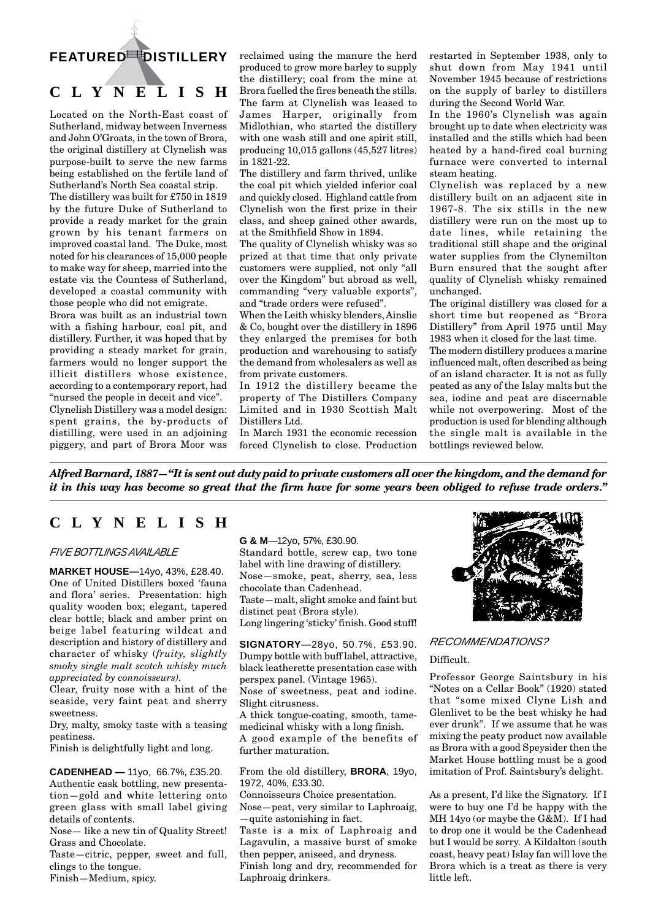# FEATURED DISTILLERY

## CLYNELISH

Located on the North-East coast of Sutherland, midway between Inverness and John O'Groats, in the town of Brora, the original distillery at Clynelish was purpose-built to serve the new farms being established on the fertile land of Sutherland's North Sea coastal strip.

The distillery was built for £750 in 1819 by the future Duke of Sutherland to provide a ready market for the grain grown by his tenant farmers on improved coastal land. The Duke, most noted for his clearances of 15,000 people to make way for sheep, married into the estate via the Countess of Sutherland, developed a coastal community with those people who did not emigrate.

Brora was built as an industrial town with a fishing harbour, coal pit, and distillery. Further, it was hoped that by providing a steady market for grain, farmers would no longer support the illicit distillers whose existence, according to a contemporary report, had "nursed the people in deceit and vice".

Clynelish Distillery was a model design: spent grains, the by-products of distilling, were used in an adjoining piggery, and part of Brora Moor was reclaimed using the manure the herd produced to grow more barley to supply the distillery; coal from the mine at Brora fuelled the fires beneath the stills. The farm at Clynelish was leased to James Harper, originally from Midlothian, who started the distillery with one wash still and one spirit still, producing 10,015 gallons (45,527 litres) in 1821-22.

The distillery and farm thrived, unlike the coal pit which yielded inferior coal and quickly closed. Highland cattle from Clynelish won the first prize in their class, and sheep gained other awards, at the Smithfield Show in 1894.

The quality of Clynelish whisky was so prized at that time that only private customers were supplied, not only "all over the Kingdom" but abroad as well, commanding "very valuable exports", and "trade orders were refused".

When the Leith whisky blenders, Ainslie & Co, bought over the distillery in 1896 they enlarged the premises for both production and warehousing to satisfy the demand from wholesalers as well as from private customers.

In 1912 the distillery became the property of The Distillers Company Limited and in 1930 Scottish Malt Distillers Ltd.

In March 1931 the economic recession forced Clynelish to close. Production restarted in September 1938, only to shut down from May 1941 until November 1945 because of restrictions on the supply of barley to distillers during the Second World War.

In the 1960's Clynelish was again brought up to date when electricity was installed and the stills which had been heated by a hand-fired coal burning furnace were converted to internal steam heating.

Clynelish was replaced by a new distillery built on an adjacent site in 1967-8. The six stills in the new distillery were run on the most up to date lines, while retaining the traditional still shape and the original water supplies from the Clynemilton Burn ensured that the sought after quality of Clynelish whisky remained unchanged.

The original distillery was closed for a short time but reopened as "Brora Distillery" from April 1975 until May 1983 when it closed for the last time.

The modern distillery produces a marine influenced malt, often described as being of an island character. It is not as fully peated as any of the Islay malts but the sea, iodine and peat are discernable while not overpowering. Most of the production is used for blending although the single malt is available in the bottlings reviewed below.

***Alfred Barnard, 1887—"It is sent out duty paid to private customers all over the kingdom, and the demand for it in this way has become so great that the firm have for some years been obliged to refuse trade orders."***

## CLYNELISH

### *FIVE BOTTLINGS AVAILABLE*

**MARKET HOUSE—**14yo, 43%, £28.40.
One of United Distillers boxed 'fauna and flora' series. Presentation: high quality wooden box; elegant, tapered clear bottle; black and amber print on beige label featuring wildcat and description and history of distillery and character of whisky (*fruity, slightly smoky single malt scotch whisky much appreciated by connoisseurs).*

Clear, fruity nose with a hint of the seaside, very faint peat and sherry sweetness.

Dry, malty, smoky taste with a teasing peatiness.

Finish is delightfully light and long.

**CADENHEAD —** 11yo, 66.7%, £35.20.
Authentic cask bottling, new presentation—gold and white lettering onto green glass with small label giving details of contents.

Nose— like a new tin of Quality Street! Grass and Chocolate.

Taste—citric, pepper, sweet and full, clings to the tongue.

Finish—Medium, spicy.

**G & M**—12yo, 57%, £30.90.
Standard bottle, screw cap, two tone label with line drawing of distillery.

Nose—smoke, peat, sherry, sea, less chocolate than Cadenhead.

Taste—malt, slight smoke and faint but distinct peat (Brora style).

Long lingering 'sticky' finish. Good stuff!

**SIGNATORY**—28yo, 50.7%, £53.90.
Dumpy bottle with buff label, attractive, black leatherette presentation case with perspex panel. (Vintage 1965).

Nose of sweetness, peat and iodine. Slight citrusness.

A thick tongue-coating, smooth, tame-medicinal whisky with a long finish.

A good example of the benefits of further maturation.

From the old distillery, **BRORA**, 19yo, 1972, 40%, £33.30.
Connoisseurs Choice presentation.

Nose—peat, very similar to Laphroaig, —quite astonishing in fact.

Taste is a mix of Laphroaig and Lagavulin, a massive burst of smoke then pepper, aniseed, and dryness.

Finish long and dry, recommended for Laphroaig drinkers.

### *RECOMMENDATIONS?*

Difficult.

Professor George Saintsbury in his "Notes on a Cellar Book" (1920) stated that "some mixed Clyne Lish and Glenlivet to be the best whisky he had ever drunk". If we assume that he was mixing the peaty product now available as Brora with a good Speysider then the Market House bottling must be a good imitation of Prof. Saintsbury's delight.

As a present, I'd like the Signatory. If I were to buy one I'd be happy with the MH 14yo (or maybe the G&M). If I had to drop one it would be the Cadenhead but I would be sorry. A Kildalton (south coast, heavy peat) Islay fan will love the Brora which is a treat as there is very little left.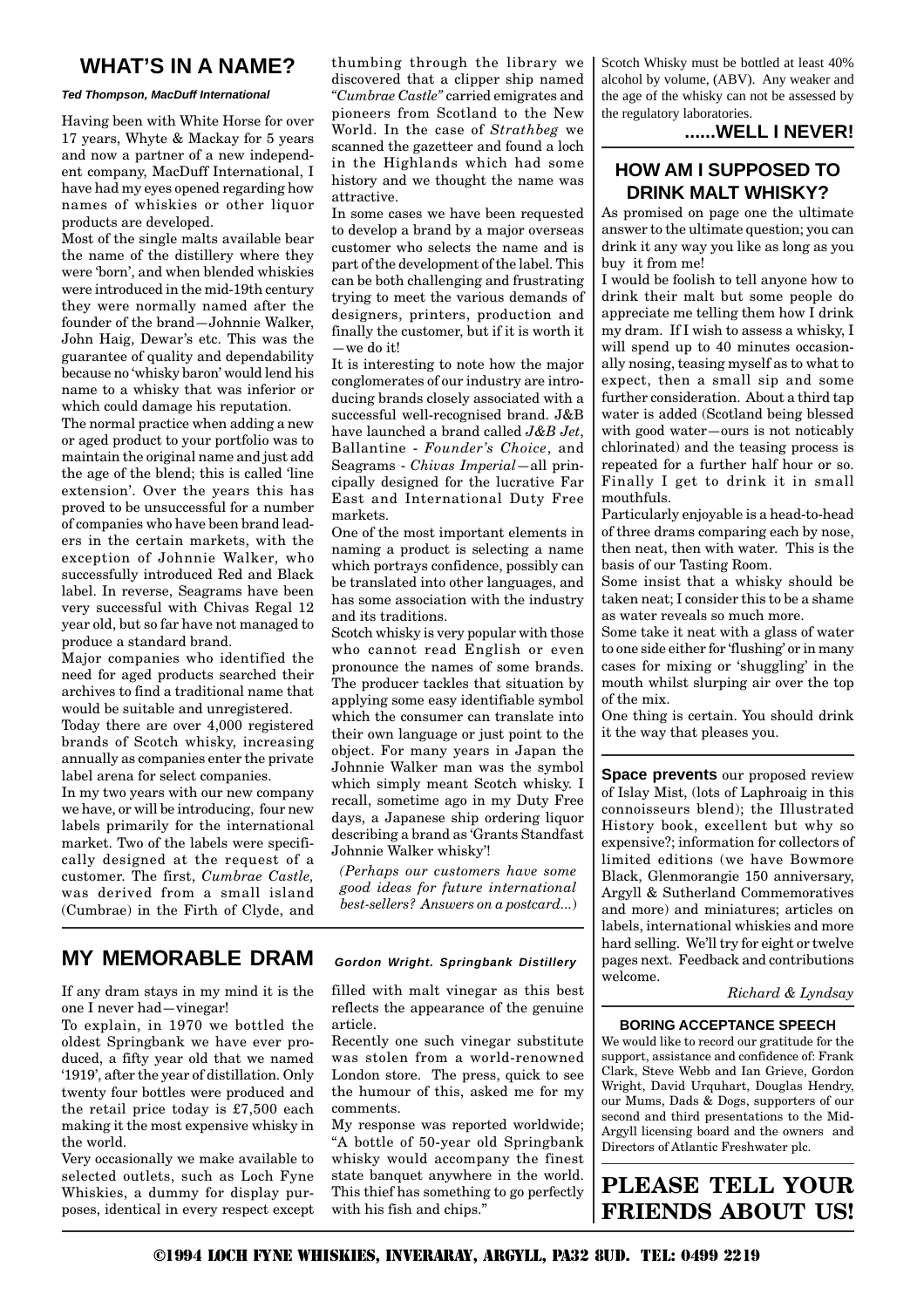## WHAT'S IN A NAME?

***Ted Thompson, MacDuff International***

Having been with White Horse for over 17 years, Whyte & Mackay for 5 years and now a partner of a new independent company, MacDuff International, I have had my eyes opened regarding how names of whiskies or other liquor products are developed.

Most of the single malts available bear the name of the distillery where they were 'born', and when blended whiskies were introduced in the mid-19th century they were normally named after the founder of the brand—Johnnie Walker, John Haig, Dewar's etc. This was the guarantee of quality and dependability because no 'whisky baron' would lend his name to a whisky that was inferior or which could damage his reputation.

The normal practice when adding a new or aged product to your portfolio was to maintain the original name and just add the age of the blend; this is called 'line extension'. Over the years this has proved to be unsuccessful for a number of companies who have been brand leaders in the certain markets, with the exception of Johnnie Walker, who successfully introduced Red and Black label. In reverse, Seagrams have been very successful with Chivas Regal 12 year old, but so far have not managed to produce a standard brand.

Major companies who identified the need for aged products searched their archives to find a traditional name that would be suitable and unregistered.

Today there are over 4,000 registered brands of Scotch whisky, increasing annually as companies enter the private label arena for select companies.

In my two years with our new company we have, or will be introducing, four new labels primarily for the international market. Two of the labels were specifically designed at the request of a customer. The first, *Cumbrae Castle,* was derived from a small island (Cumbrae) in the Firth of Clyde, and thumbing through the library we discovered that a clipper ship named *"Cumbrae Castle"* carried emigrates and pioneers from Scotland to the New World. In the case of *Strathbeg* we scanned the gazetteer and found a loch in the Highlands which had some history and we thought the name was attractive.

In some cases we have been requested to develop a brand by a major overseas customer who selects the name and is part of the development of the label. This can be both challenging and frustrating trying to meet the various demands of designers, printers, production and finally the customer, but if it is worth it—we do it!

It is interesting to note how the major conglomerates of our industry are introducing brands closely associated with a successful well-recognised brand. J&B have launched a brand called *J&B Jet*, Ballantine - *Founder's Choice*, and Seagrams - *Chivas Imperial*—all principally designed for the lucrative Far East and International Duty Free markets.

One of the most important elements in naming a product is selecting a name which portrays confidence, possibly can be translated into other languages, and has some association with the industry and its traditions.

Scotch whisky is very popular with those who cannot read English or even pronounce the names of some brands. The producer tackles that situation by applying some easy identifiable symbol which the consumer can translate into their own language or just point to the object. For many years in Japan the Johnnie Walker man was the symbol which simply meant Scotch whisky. I recall, sometime ago in my Duty Free days, a Japanese ship ordering liquor describing a brand as 'Grants Standfast Johnnie Walker whisky'!

*(Perhaps our customers have some good ideas for future international best-sellers? Answers on a postcard...)*

Scotch Whisky must be bottled at least 40% alcohol by volume, (ABV). Any weaker and the age of the whisky can not be assessed by the regulatory laboratories.

**......WELL I NEVER!**

## MY MEMORABLE DRAM

***Gordon Wright. Springbank Distillery***

If any dram stays in my mind it is the one I never had—vinegar!

To explain, in 1970 we bottled the oldest Springbank we have ever produced, a fifty year old that we named '1919', after the year of distillation. Only twenty four bottles were produced and the retail price today is £7,500 each making it the most expensive whisky in the world.

Very occasionally we make available to selected outlets, such as Loch Fyne Whiskies, a dummy for display purposes, identical in every respect except filled with malt vinegar as this best reflects the appearance of the genuine article.

Recently one such vinegar substitute was stolen from a world-renowned London store. The press, quick to see the humour of this, asked me for my comments.

My response was reported worldwide; "A bottle of 50-year old Springbank whisky would accompany the finest state banquet anywhere in the world. This thief has something to go perfectly with his fish and chips."

## HOW AM I SUPPOSED TO DRINK MALT WHISKY?

As promised on page one the ultimate answer to the ultimate question; you can drink it any way you like as long as you buy it from me!

I would be foolish to tell anyone how to drink their malt but some people do appreciate me telling them how I drink my dram. If I wish to assess a whisky, I will spend up to 40 minutes occasionally nosing, teasing myself as to what to expect, then a small sip and some further consideration. About a third tap water is added (Scotland being blessed with good water—ours is not noticably chlorinated) and the teasing process is repeated for a further half hour or so. Finally I get to drink it in small mouthfuls.

Particularly enjoyable is a head-to-head of three drams comparing each by nose, then neat, then with water. This is the basis of our Tasting Room.

Some insist that a whisky should be taken neat; I consider this to be a shame as water reveals so much more.

Some take it neat with a glass of water to one side either for 'flushing' or in many cases for mixing or 'shuggling' in the mouth whilst slurping air over the top of the mix.

One thing is certain. You should drink it the way that pleases you.

**Space prevents** our proposed review of Islay Mist, (lots of Laphroaig in this connoisseurs blend); the Illustrated History book, excellent but why so expensive?; information for collectors of limited editions (we have Bowmore Black, Glenmorangie 150 anniversary, Argyll & Sutherland Commemoratives and more) and miniatures; articles on labels, international whiskies and more hard selling. We'll try for eight or twelve pages next. Feedback and contributions welcome.

*Richard & Lyndsay*

### BORING ACCEPTANCE SPEECH

We would like to record our gratitude for the support, assistance and confidence of: Frank Clark, Steve Webb and Ian Grieve, Gordon Wright, David Urquhart, Douglas Hendry, our Mums, Dads & Dogs, supporters of our second and third presentations to the Mid-Argyll licensing board and the owners and Directors of Atlantic Freshwater plc.

## PLEASE TELL YOUR FRIENDS ABOUT US!

©1994 LOCH FYNE WHISKIES, INVERARAY, ARGYLL, PA32 8UD. TEL: 0499 2219